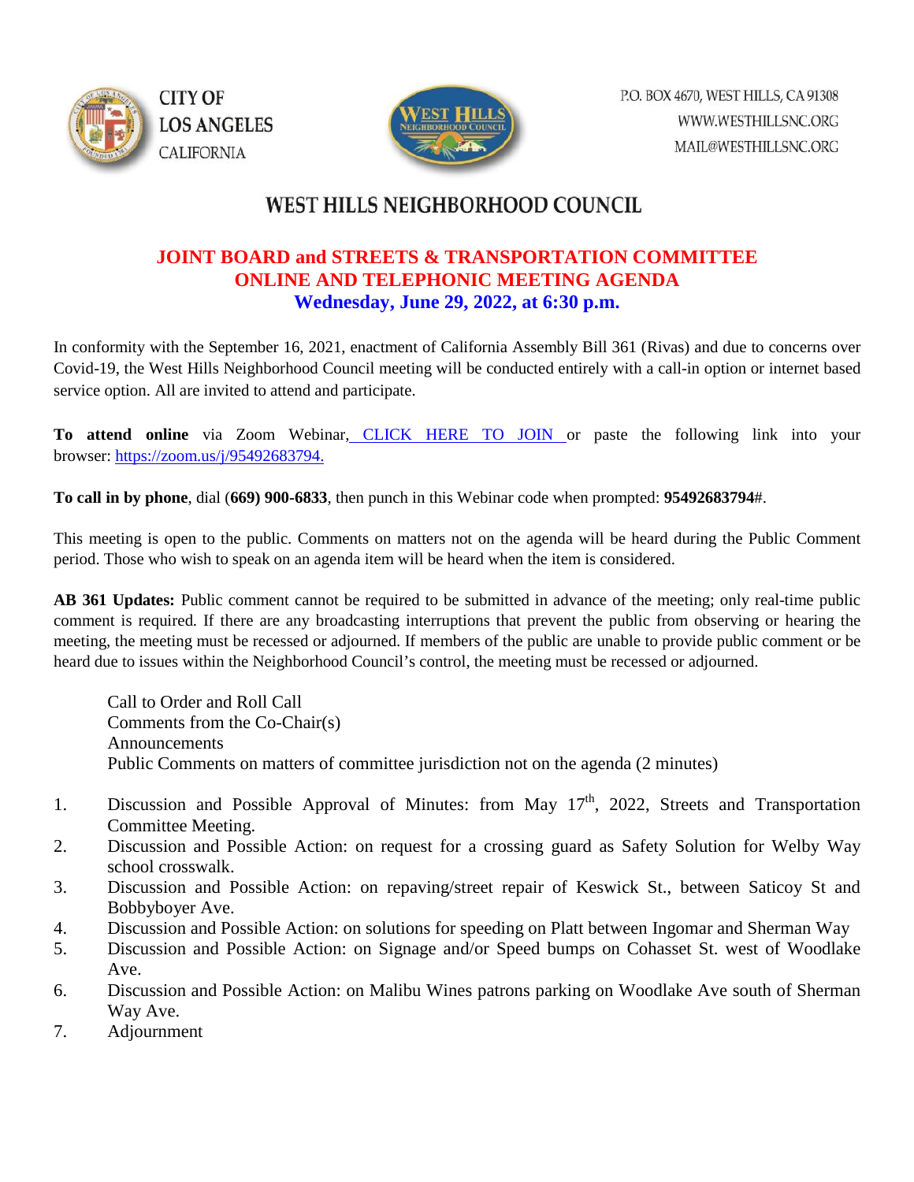CITY OF
LOS ANGELES
CALIFORNIA

P.O. BOX 4670, WEST HILLS, CA 91308
WWW.WESTHILLSNC.ORG
MAIL@WESTHILLSNC.ORG

# WEST HILLS NEIGHBORHOOD COUNCIL

## JOINT BOARD and STREETS & TRANSPORTATION COMMITTEE
## ONLINE AND TELEPHONIC MEETING AGENDA
### Wednesday, June 29, 2022, at 6:30 p.m.

In conformity with the September 16, 2021, enactment of California Assembly Bill 361 (Rivas) and due to concerns over Covid-19, the West Hills Neighborhood Council meeting will be conducted entirely with a call-in option or internet based service option. All are invited to attend and participate.

**To attend online** via Zoom Webinar, [CLICK HERE TO JOIN](https://zoom.us/j/95492683794) or paste the following link into your browser: https://zoom.us/j/95492683794.

**To call in by phone**, dial **(669) 900-6833**, then punch in this Webinar code when prompted: **95492683794#**.

This meeting is open to the public. Comments on matters not on the agenda will be heard during the Public Comment period. Those who wish to speak on an agenda item will be heard when the item is considered.

**AB 361 Updates:** Public comment cannot be required to be submitted in advance of the meeting; only real-time public comment is required. If there are any broadcasting interruptions that prevent the public from observing or hearing the meeting, the meeting must be recessed or adjourned. If members of the public are unable to provide public comment or be heard due to issues within the Neighborhood Council's control, the meeting must be recessed or adjourned.

Call to Order and Roll Call
Comments from the Co-Chair(s)
Announcements
Public Comments on matters of committee jurisdiction not on the agenda (2 minutes)

1. Discussion and Possible Approval of Minutes: from May 17th, 2022, Streets and Transportation Committee Meeting.
2. Discussion and Possible Action: on request for a crossing guard as Safety Solution for Welby Way school crosswalk.
3. Discussion and Possible Action: on repaving/street repair of Keswick St., between Saticoy St and Bobbyboyer Ave.
4. Discussion and Possible Action: on solutions for speeding on Platt between Ingomar and Sherman Way
5. Discussion and Possible Action: on Signage and/or Speed bumps on Cohasset St. west of Woodlake Ave.
6. Discussion and Possible Action: on Malibu Wines patrons parking on Woodlake Ave south of Sherman Way Ave.
7. Adjournment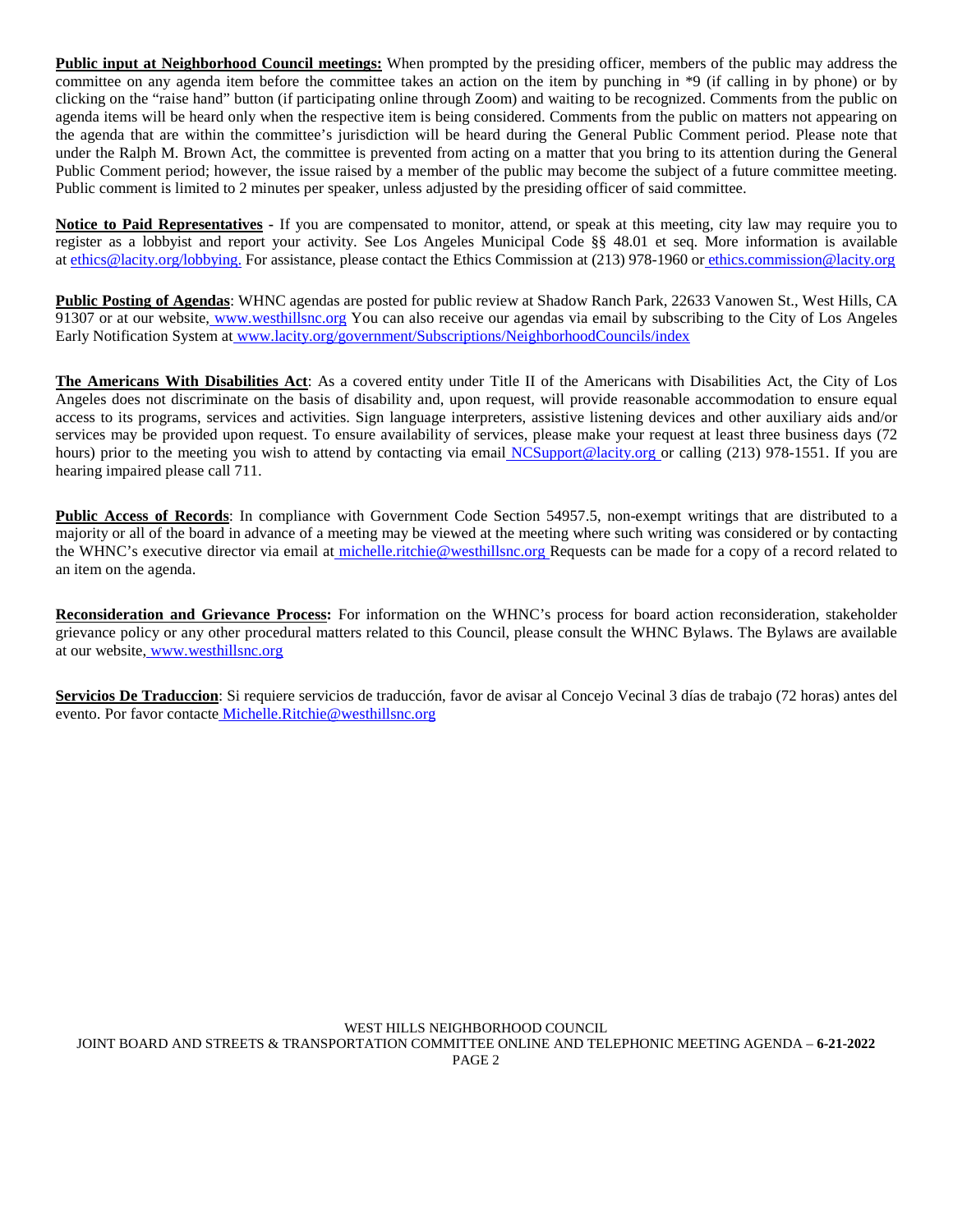**Public input at Neighborhood Council meetings:** When prompted by the presiding officer, members of the public may address the committee on any agenda item before the committee takes an action on the item by punching in *9 (if calling in by phone) or by clicking on the "raise hand" button (if participating online through Zoom) and waiting to be recognized. Comments from the public on agenda items will be heard only when the respective item is being considered. Comments from the public on matters not appearing on the agenda that are within the committee's jurisdiction will be heard during the General Public Comment period. Please note that under the Ralph M. Brown Act, the committee is prevented from acting on a matter that you bring to its attention during the General Public Comment period; however, the issue raised by a member of the public may become the subject of a future committee meeting. Public comment is limited to 2 minutes per speaker, unless adjusted by the presiding officer of said committee.

**Notice to Paid Representatives** - If you are compensated to monitor, attend, or speak at this meeting, city law may require you to register as a lobbyist and report your activity. See Los Angeles Municipal Code §§ 48.01 et seq. More information is available at ethics@lacity.org/lobbying. For assistance, please contact the Ethics Commission at (213) 978-1960 or ethics.commission@lacity.org

**Public Posting of Agendas**: WHNC agendas are posted for public review at Shadow Ranch Park, 22633 Vanowen St., West Hills, CA 91307 or at our website, www.westhillsnc.org You can also receive our agendas via email by subscribing to the City of Los Angeles Early Notification System at www.lacity.org/government/Subscriptions/NeighborhoodCouncils/index

**The Americans With Disabilities Act**: As a covered entity under Title II of the Americans with Disabilities Act, the City of Los Angeles does not discriminate on the basis of disability and, upon request, will provide reasonable accommodation to ensure equal access to its programs, services and activities. Sign language interpreters, assistive listening devices and other auxiliary aids and/or services may be provided upon request. To ensure availability of services, please make your request at least three business days (72 hours) prior to the meeting you wish to attend by contacting via email NCSupport@lacity.org or calling (213) 978-1551. If you are hearing impaired please call 711.

**Public Access of Records**: In compliance with Government Code Section 54957.5, non-exempt writings that are distributed to a majority or all of the board in advance of a meeting may be viewed at the meeting where such writing was considered or by contacting the WHNC's executive director via email at michelle.ritchie@westhillsnc.org Requests can be made for a copy of a record related to an item on the agenda.

**Reconsideration and Grievance Process:** For information on the WHNC's process for board action reconsideration, stakeholder grievance policy or any other procedural matters related to this Council, please consult the WHNC Bylaws. The Bylaws are available at our website, www.westhillsnc.org

**Servicios De Traduccion**: Si requiere servicios de traducción, favor de avisar al Concejo Vecinal 3 días de trabajo (72 horas) antes del evento. Por favor contacte Michelle.Ritchie@westhillsnc.org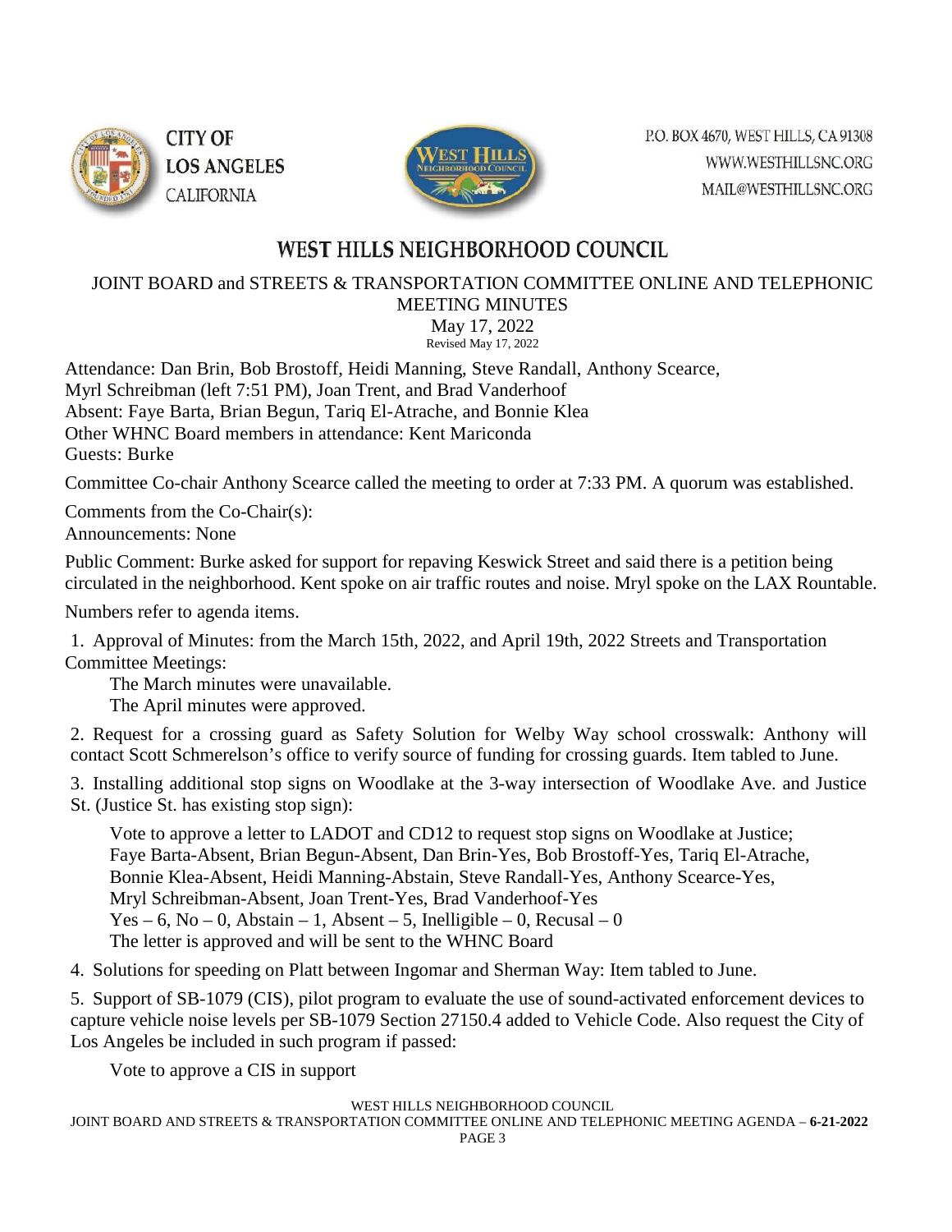CITY OF
LOS ANGELES
CALIFORNIA

P.O. BOX 4670, WEST HILLS, CA 91308
WWW.WESTHILLSNC.ORG
MAIL@WESTHILLSNC.ORG

# WEST HILLS NEIGHBORHOOD COUNCIL

## JOINT BOARD and STREETS & TRANSPORTATION COMMITTEE ONLINE AND TELEPHONIC MEETING MINUTES

May 17, 2022
Revised May 17, 2022

Attendance: Dan Brin, Bob Brostoff, Heidi Manning, Steve Randall, Anthony Scearce, Myrl Schreibman (left 7:51 PM), Joan Trent, and Brad Vanderhoof
Absent: Faye Barta, Brian Begun, Tariq El-Atrache, and Bonnie Klea
Other WHNC Board members in attendance: Kent Mariconda
Guests: Burke

Committee Co-chair Anthony Scearce called the meeting to order at 7:33 PM. A quorum was established.

Comments from the Co-Chair(s):
Announcements: None

Public Comment: Burke asked for support for repaving Keswick Street and said there is a petition being circulated in the neighborhood. Kent spoke on air traffic routes and noise. Mryl spoke on the LAX Rountable.

Numbers refer to agenda items.

1. Approval of Minutes: from the March 15th, 2022, and April 19th, 2022 Streets and Transportation Committee Meetings:
   The March minutes were unavailable.
   The April minutes were approved.

2. Request for a crossing guard as Safety Solution for Welby Way school crosswalk: Anthony will contact Scott Schmerelson's office to verify source of funding for crossing guards. Item tabled to June.

3. Installing additional stop signs on Woodlake at the 3-way intersection of Woodlake Ave. and Justice St. (Justice St. has existing stop sign):

   Vote to approve a letter to LADOT and CD12 to request stop signs on Woodlake at Justice;
   Faye Barta-Absent, Brian Begun-Absent, Dan Brin-Yes, Bob Brostoff-Yes, Tariq El-Atrache, Bonnie Klea-Absent, Heidi Manning-Abstain, Steve Randall-Yes, Anthony Scearce-Yes, Mryl Schreibman-Absent, Joan Trent-Yes, Brad Vanderhoof-Yes
   Yes – 6, No – 0, Abstain – 1, Absent – 5, Inelligible – 0, Recusal – 0
   The letter is approved and will be sent to the WHNC Board

4. Solutions for speeding on Platt between Ingomar and Sherman Way: Item tabled to June.

5. Support of SB-1079 (CIS), pilot program to evaluate the use of sound-activated enforcement devices to capture vehicle noise levels per SB-1079 Section 27150.4 added to Vehicle Code. Also request the City of Los Angeles be included in such program if passed:

   Vote to approve a CIS in support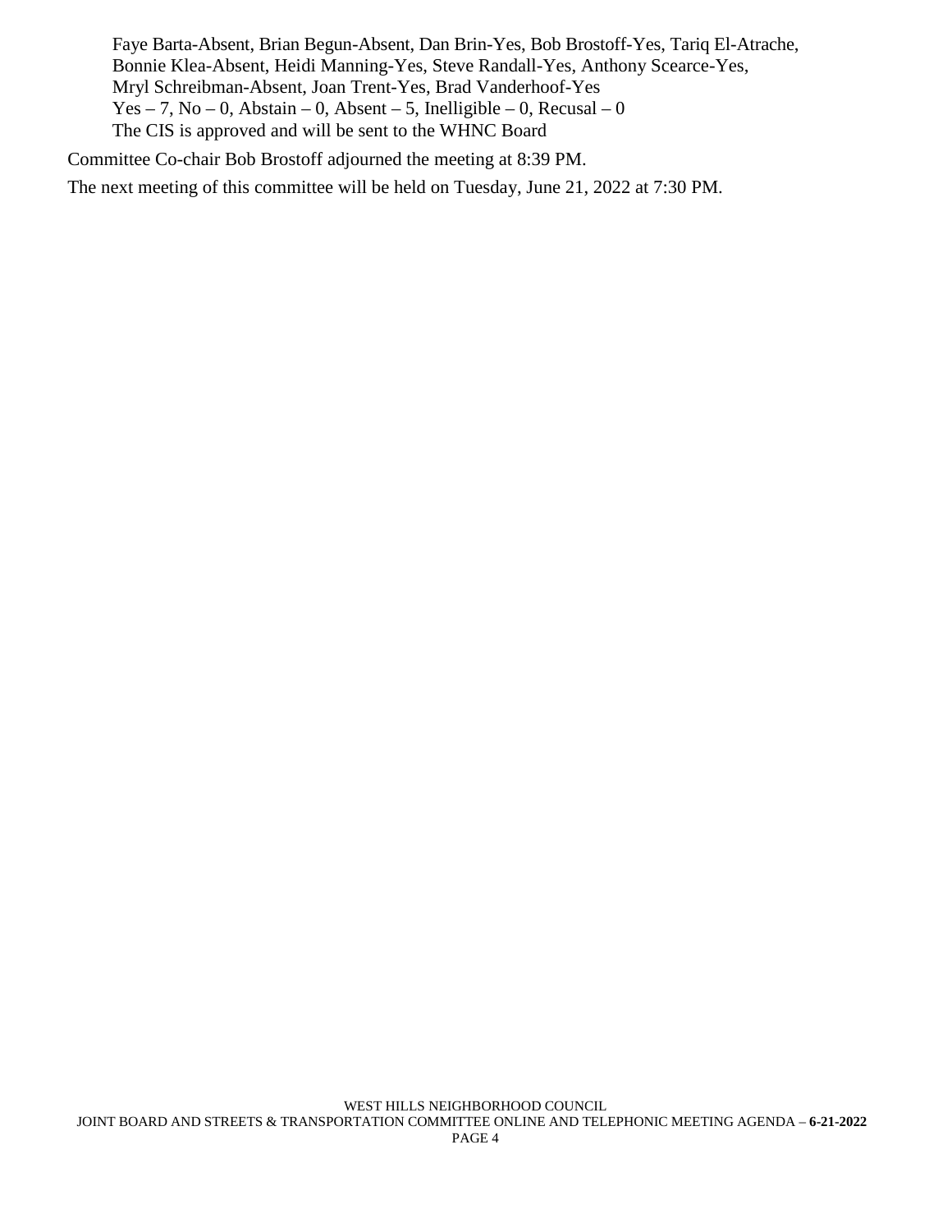Faye Barta-Absent, Brian Begun-Absent, Dan Brin-Yes, Bob Brostoff-Yes, Tariq El-Atrache, Bonnie Klea-Absent, Heidi Manning-Yes, Steve Randall-Yes, Anthony Scearce-Yes, Mryl Schreibman-Absent, Joan Trent-Yes, Brad Vanderhoof-Yes
Yes – 7, No – 0, Abstain – 0, Absent – 5, Inelligible – 0, Recusal – 0
The CIS is approved and will be sent to the WHNC Board

Committee Co-chair Bob Brostoff adjourned the meeting at 8:39 PM.

The next meeting of this committee will be held on Tuesday, June 21, 2022 at 7:30 PM.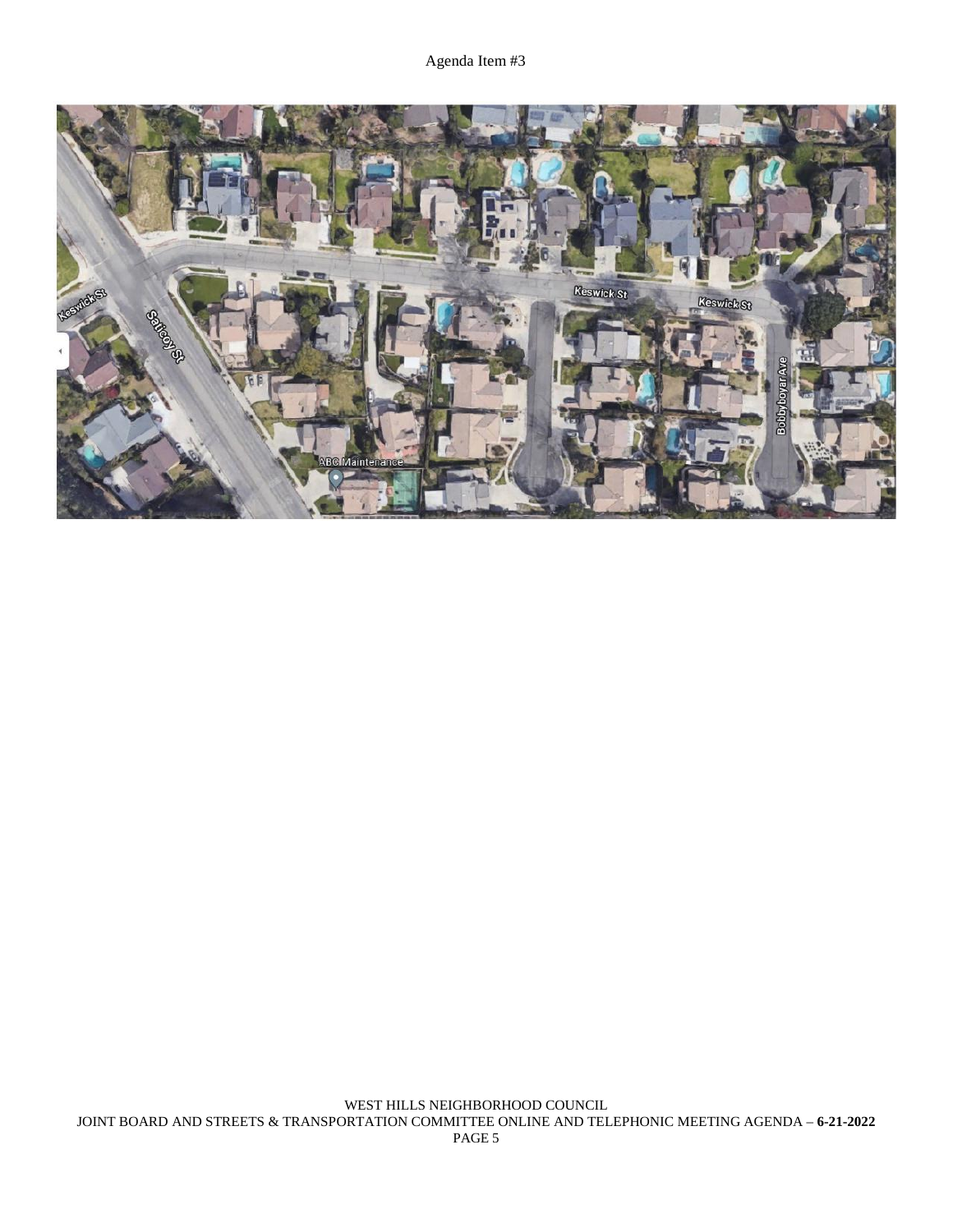Agenda Item #3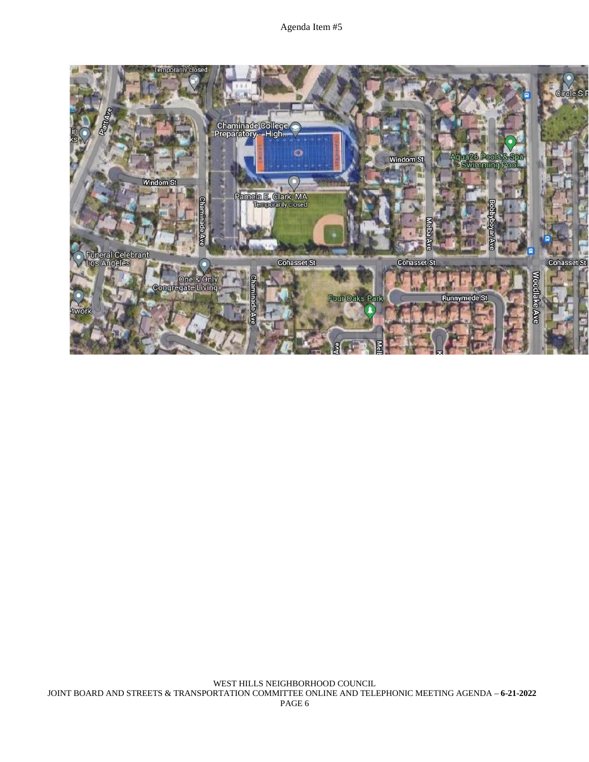Agenda Item #5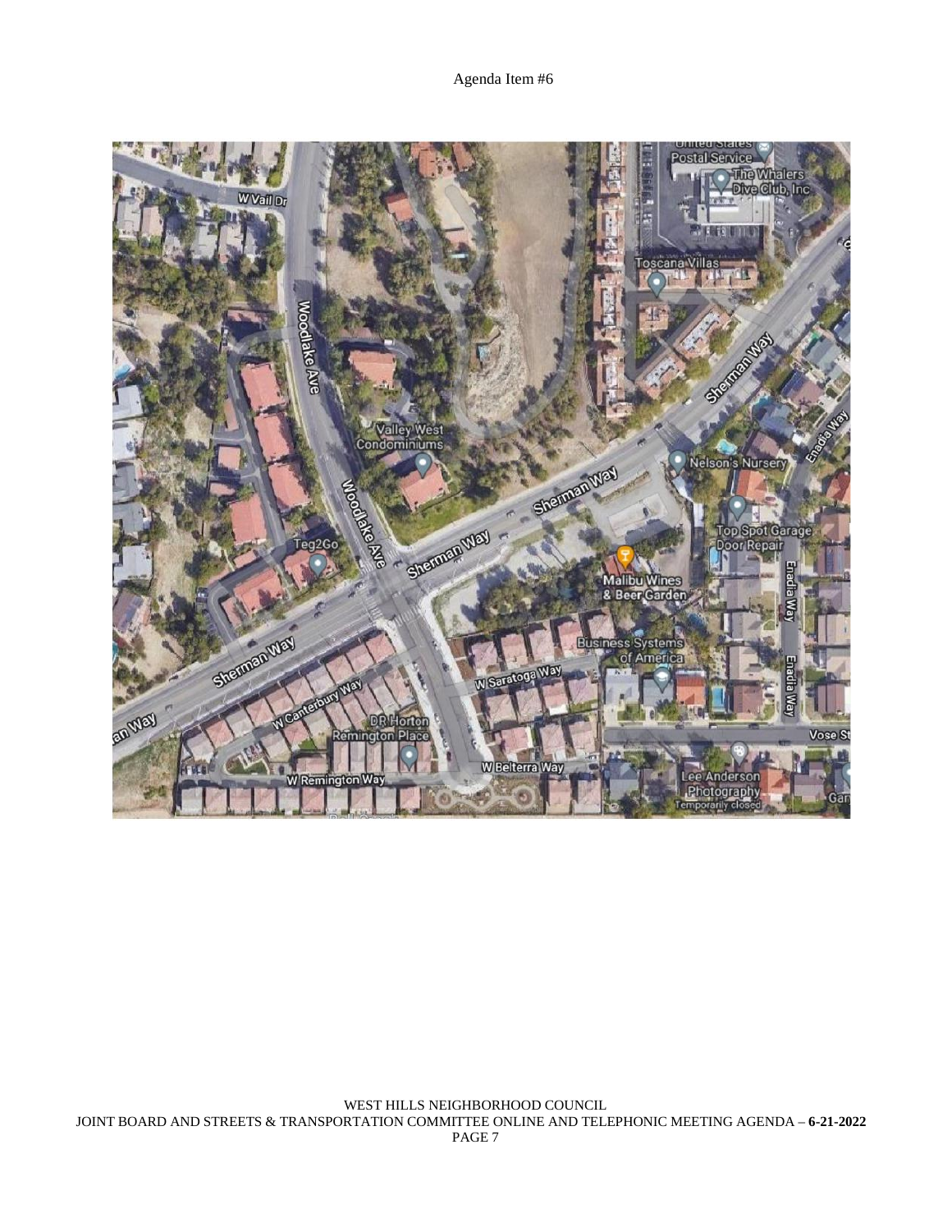Agenda Item #6